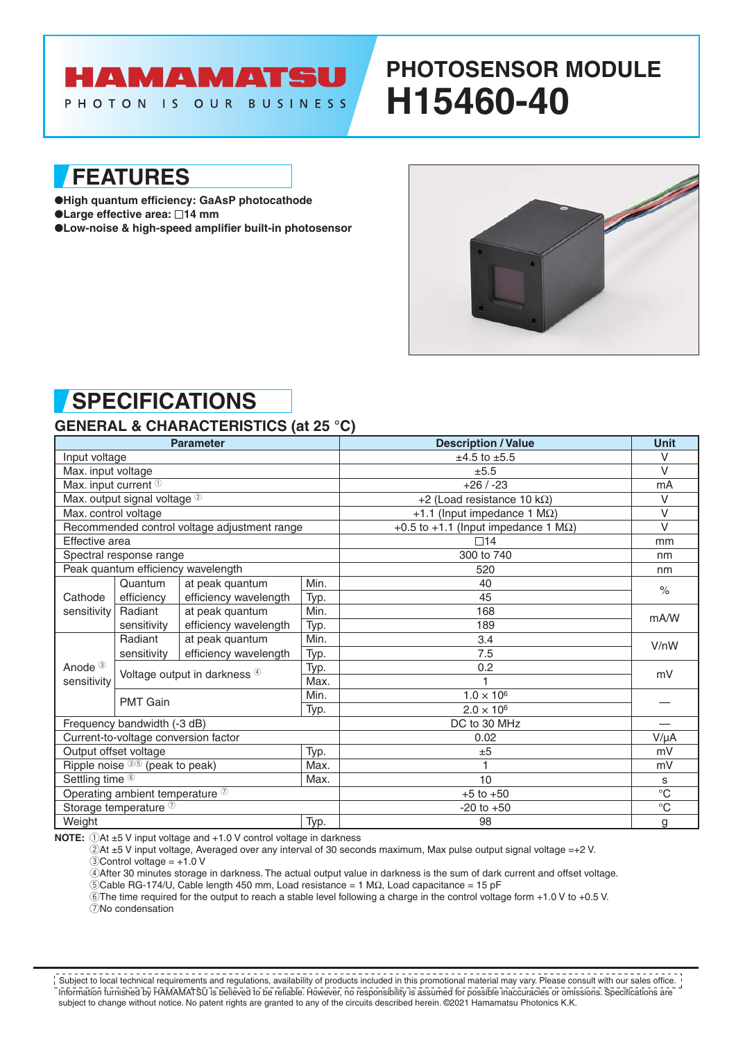# HAMAMATSU

PHOTON IS OUR BUSINESS

# PHOTOSENSOR MODULE H15460-40

## FEATURES

- ●High quantum efficiency: GaAsP photocathode
- ●Large effective area: □14 mm
- ●Low-noise & high-speed amplifier built-in photosensor

## SPECIFICATIONS

### GENERAL & CHARACTERISTICS (at 25 °C)

| Parameter | | | | Description / Value | Unit |
|---|---|---|---|---|---|
| Input voltage | | | | ±4.5 to ±5.5 | V |
| Max. input voltage | | | | ±5.5 | V |
| Max. input current ① | | | | +26 / -23 | mA |
| Max. output signal voltage ② | | | | +2 (Load resistance 10 kΩ) | V |
| Max. control voltage | | | | +1.1 (Input impedance 1 MΩ) | V |
| Recommended control voltage adjustment range | | | | +0.5 to +1.1 (Input impedance 1 MΩ) | V |
| Effective area | | | | □14 | mm |
| Spectral response range | | | | 300 to 740 | nm |
| Peak quantum efficiency wavelength | | | | 520 | nm |
| Cathode sensitivity | Quantum efficiency | at peak quantum efficiency wavelength | Min. | 40 | % |
| | | | Typ. | 45 | % |
| | Radiant sensitivity | at peak quantum efficiency wavelength | Min. | 168 | mA/W |
| | | | Typ. | 189 | mA/W |
| Anode ③ sensitivity | Radiant sensitivity | at peak quantum efficiency wavelength | Min. | 3.4 | V/nW |
| | | | Typ. | 7.5 | V/nW |
| | Voltage output in darkness ④ | | Typ. | 0.2 | mV |
| | | | Max. | 1 | mV |
| | PMT Gain | | Min. | $1.0 \times 10^6$ | — |
| | | | Typ. | $2.0 \times 10^6$ | — |
| Frequency bandwidth (-3 dB) | | | | DC to 30 MHz | — |
| Current-to-voltage conversion factor | | | | 0.02 | V/μA |
| Output offset voltage | | | Typ. | ±5 | mV |
| Ripple noise ③⑤ (peak to peak) | | | Max. | 1 | mV |
| Settling time ⑥ | | | Max. | 10 | s |
| Operating ambient temperature ⑦ | | | | +5 to +50 | °C |
| Storage temperature ⑦ | | | | -20 to +50 | °C |
| Weight | | | Typ. | 98 | g |

**NOTE:** ①At ±5 V input voltage and +1.0 V control voltage in darkness
②At ±5 V input voltage, Averaged over any interval of 30 seconds maximum, Max pulse output signal voltage =+2 V.
③Control voltage = +1.0 V
④After 30 minutes storage in darkness. The actual output value in darkness is the sum of dark current and offset voltage.
⑤Cable RG-174/U, Cable length 450 mm, Load resistance = 1 MΩ, Load capacitance = 15 pF
⑥The time required for the output to reach a stable level following a charge in the control voltage form +1.0 V to +0.5 V.
⑦No condensation

Subject to local technical requirements and regulations, availability of products included in this promotional material may vary. Please consult with our sales office. Information furnished by HAMAMATSU is believed to be reliable. However, no responsibility is assumed for possible inaccuracies or omissions. Specifications are subject to change without notice. No patent rights are granted to any of the circuits described herein. ©2021 Hamamatsu Photonics K.K.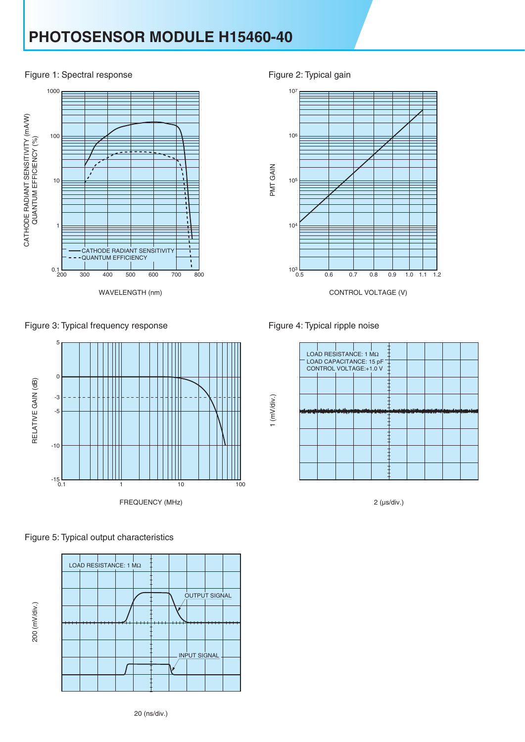# PHOTOSENSOR MODULE H15460-40

Figure 1: Spectral response

CATHODE RADIANT SENSITIVITY (mA/W)
QUANTUM EFFICIENCY (%)

— CATHODE RADIANT SENSITIVITY
- - - QUANTUM EFFICIENCY

WAVELENGTH (nm)

Figure 2: Typical gain

PMT GAIN

CONTROL VOLTAGE (V)

Figure 3: Typical frequency response

RELATIVE GAIN (dB)

FREQUENCY (MHz)

Figure 4: Typical ripple noise

LOAD RESISTANCE: 1 MΩ
LOAD CAPACITANCE: 15 pF
CONTROL VOLTAGE:+1.0 V

1 (mV/div.)

2 (μs/div.)

Figure 5: Typical output characteristics

LOAD RESISTANCE: 1 MΩ

OUTPUT SIGNAL

INPUT SIGNAL

200 (mV/div.)

20 (ns/div.)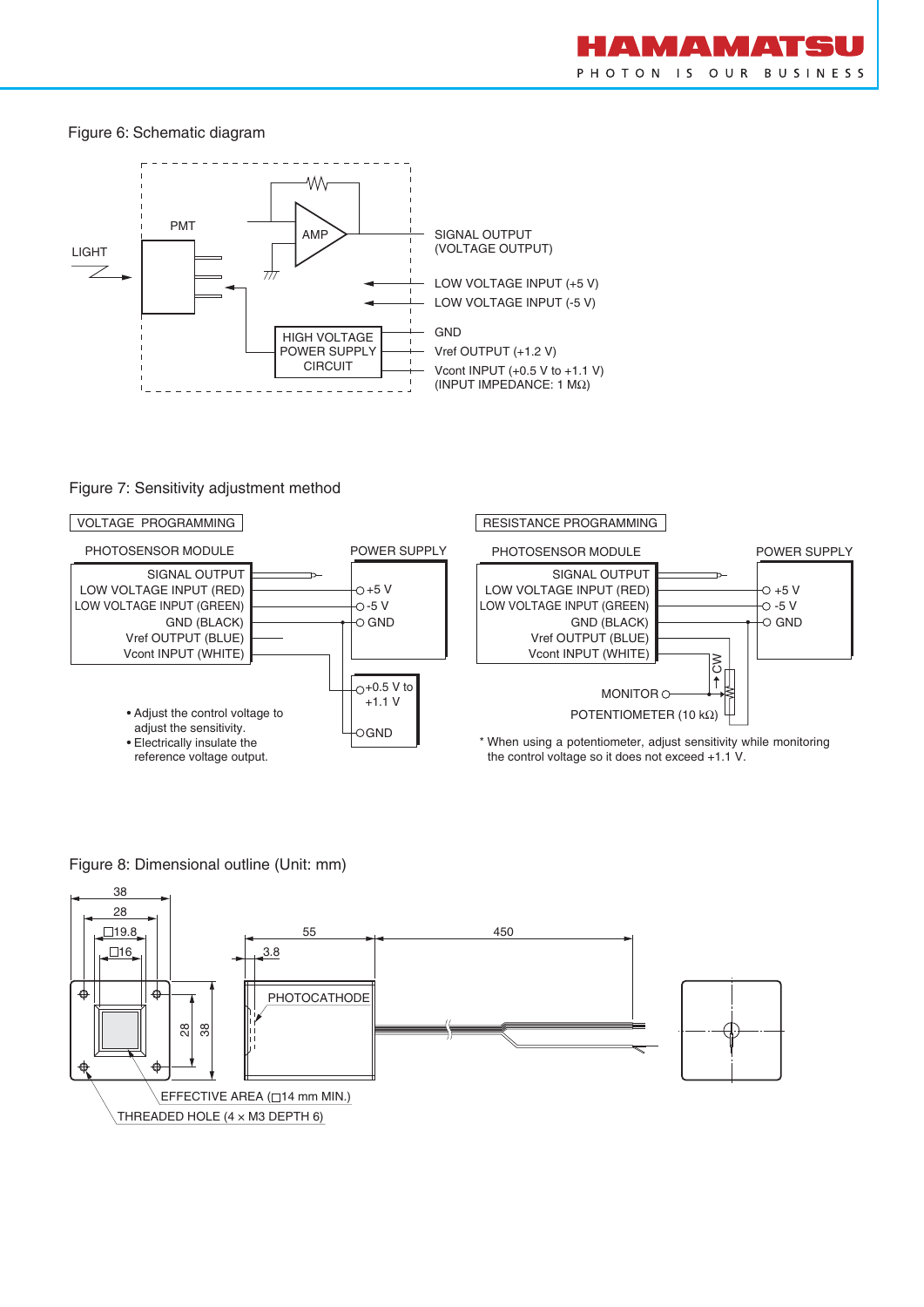Figure 6: Schematic diagram

LIGHT

PMT

AMP

HIGH VOLTAGE POWER SUPPLY CIRCUIT

SIGNAL OUTPUT (VOLTAGE OUTPUT)

LOW VOLTAGE INPUT (+5 V)

LOW VOLTAGE INPUT (-5 V)

GND

Vref OUTPUT (+1.2 V)

Vcont INPUT (+0.5 V to +1.1 V) (INPUT IMPEDANCE: 1 MΩ)

Figure 7: Sensitivity adjustment method

VOLTAGE PROGRAMMING

PHOTOSENSOR MODULE

SIGNAL OUTPUT
LOW VOLTAGE INPUT (RED)
LOW VOLTAGE INPUT (GREEN)
GND (BLACK)
Vref OUTPUT (BLUE)
Vcont INPUT (WHITE)

POWER SUPPLY

+5 V
-5 V
GND

+0.5 V to +1.1 V
GND

- Adjust the control voltage to adjust the sensitivity.
- Electrically insulate the reference voltage output.

RESISTANCE PROGRAMMING

PHOTOSENSOR MODULE

SIGNAL OUTPUT
LOW VOLTAGE INPUT (RED)
LOW VOLTAGE INPUT (GREEN)
GND (BLACK)
Vref OUTPUT (BLUE)
Vcont INPUT (WHITE)

POWER SUPPLY

+5 V
-5 V
GND

CW

MONITOR

POTENTIOMETER (10 kΩ)

\* When using a potentiometer, adjust sensitivity while monitoring the control voltage so it does not exceed +1.1 V.

Figure 8: Dimensional outline (Unit: mm)

38

28

□19.8

□16

28

38

55

3.8

450

PHOTOCATHODE

EFFECTIVE AREA (□14 mm MIN.)

THREADED HOLE (4 × M3 DEPTH 6)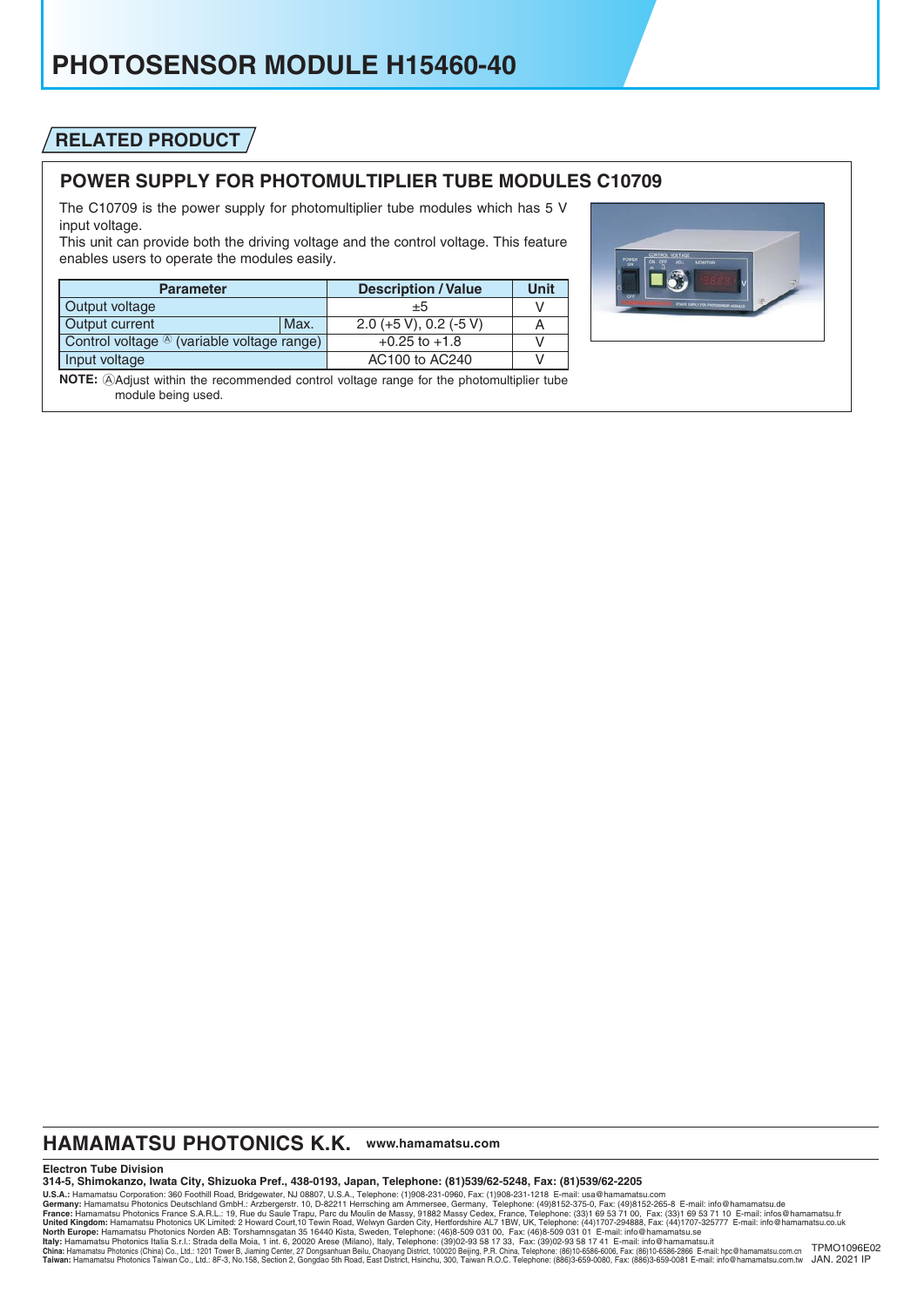# PHOTOSENSOR MODULE H15460-40

## RELATED PRODUCT

### POWER SUPPLY FOR PHOTOMULTIPLIER TUBE MODULES C10709

The C10709 is the power supply for photomultiplier tube modules which has 5 V input voltage.
This unit can provide both the driving voltage and the control voltage. This feature enables users to operate the modules easily.

| Parameter | | Description / Value | Unit |
|---|---|---|---|
| Output voltage | | ±5 | V |
| Output current | Max. | 2.0 (+5 V), 0.2 (-5 V) | A |
| Control voltage Ⓐ (variable voltage range) | | +0.25 to +1.8 | V |
| Input voltage | | AC100 to AC240 | V |

**NOTE:** ⒶAdjust within the recommended control voltage range for the photomultiplier tube module being used.

**HAMAMATSU PHOTONICS K.K.** www.hamamatsu.com

**Electron Tube Division**
**314-5, Shimokanzo, Iwata City, Shizuoka Pref., 438-0193, Japan, Telephone: (81)539/62-5248, Fax: (81)539/62-2205**
**U.S.A.:** Hamamatsu Corporation: 360 Foothill Road, Bridgewater, NJ 08807, U.S.A., Telephone: (1)908-231-0960, Fax: (1)908-231-1218 E-mail: usa@hamamatsu.com
**Germany:** Hamamatsu Photonics Deutschland GmbH.: Arzbergerstr. 10, D-82211 Herrsching am Ammersee, Germany, Telephone: (49)8152-375-0, Fax: (49)8152-265-8 E-mail: info@hamamatsu.de
**France:** Hamamatsu Photonics France S.A.R.L.: 19, Rue du Saule Trapu, Parc du Moulin de Massy, 91882 Massy Cedex, France, Telephone: (33)1 69 53 71 00, Fax: (33)1 69 53 71 10 E-mail: infos@hamamatsu.fr
**United Kingdom:** Hamamatsu Photonics UK Limited: 2 Howard Court,10 Tewin Road, Welwyn Garden City, Hertfordshire AL7 1BW, UK, Telephone: (44)1707-294888, Fax: (44)1707-325777 E-mail: info@hamamatsu.co.uk
**North Europe:** Hamamatsu Photonics Norden AB: Torshamnsgatan 35 16440 Kista, Sweden, Telephone: (46)8-509 031 00, Fax: (46)8-509 031 01 E-mail: info@hamamatsu.se
**Italy:** Hamamatsu Photonics Italia S.r.l.: Strada della Moia, 1 int. 6, 20020 Arese (Milano), Italy, Telephone: (39)02-93 58 17 33, Fax: (39)02-93 58 17 41 E-mail: info@hamamatsu.it
**China:** Hamamatsu Photonics (China) Co., Ltd.: 1201 Tower B, Jiaming Center, 27 Dongsanhuan Beilu, Chaoyang District, 100020 Beijing, P.R. China, Telephone: (86)10-6586-6006, Fax: (86)10-6586-2866 E-mail: hpc@hamamatsu.com.cn
**Taiwan:** Hamamatsu Photonics Taiwan Co., Ltd.: 8F-3, No.158, Section 2, Gongdao 5th Road, East District, Hsinchu, 300, Taiwan R.O.C. Telephone: (886)3-659-0080, Fax: (886)3-659-0081 E-mail: info@hamamatsu.com.tw

TPMO1096E02
JAN. 2021 IP